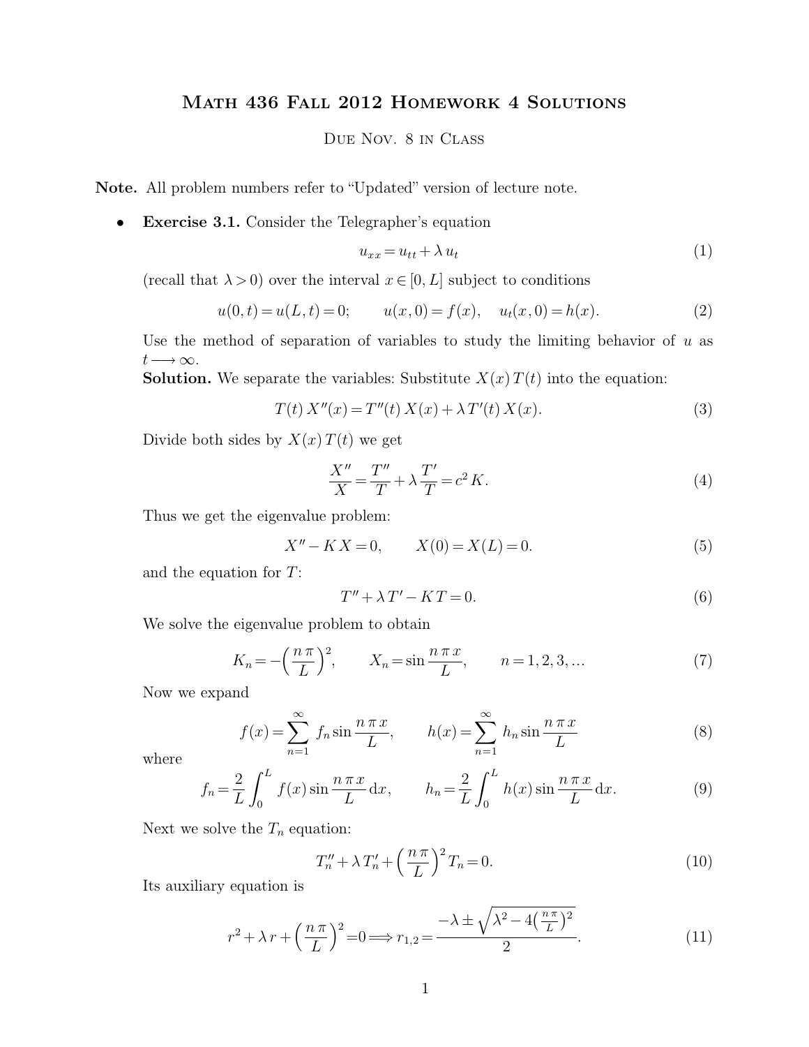# Math 436 Fall 2012 Homework 4 Solutions

Due Nov. 8 in Class

**Note.** All problem numbers refer to "Updated" version of lecture note.

- **Exercise 3.1.** Consider the Telegrapher's equation

$$u_{xx} = u_{tt} + \lambda\, u_t \tag{1}$$

(recall that $\lambda > 0$) over the interval $x \in [0, L]$ subject to conditions

$$u(0,t) = u(L,t) = 0; \qquad u(x,0) = f(x), \quad u_t(x,0) = h(x). \tag{2}$$

Use the method of separation of variables to study the limiting behavior of $u$ as $t \longrightarrow \infty$.

**Solution.** We separate the variables: Substitute $X(x)\, T(t)$ into the equation:

$$T(t)\, X''(x) = T''(t)\, X(x) + \lambda\, T'(t)\, X(x). \tag{3}$$

Divide both sides by $X(x)\, T(t)$ we get

$$\frac{X''}{X} = \frac{T''}{T} + \lambda \frac{T'}{T} = c^2 K. \tag{4}$$

Thus we get the eigenvalue problem:

$$X'' - K\, X = 0, \qquad X(0) = X(L) = 0. \tag{5}$$

and the equation for $T$:

$$T'' + \lambda\, T' - K\, T = 0. \tag{6}$$

We solve the eigenvalue problem to obtain

$$K_n = -\left(\frac{n\,\pi}{L}\right)^2, \qquad X_n = \sin\frac{n\,\pi\,x}{L}, \qquad n = 1, 2, 3, \ldots \tag{7}$$

Now we expand

$$f(x) = \sum_{n=1}^{\infty} f_n \sin\frac{n\,\pi\,x}{L}, \qquad h(x) = \sum_{n=1}^{\infty} h_n \sin\frac{n\,\pi\,x}{L} \tag{8}$$

where

$$f_n = \frac{2}{L}\int_0^L f(x) \sin\frac{n\,\pi\,x}{L}\, \mathrm{d}x, \qquad h_n = \frac{2}{L}\int_0^L h(x) \sin\frac{n\,\pi\,x}{L}\, \mathrm{d}x. \tag{9}$$

Next we solve the $T_n$ equation:

$$T_n'' + \lambda\, T_n' + \left(\frac{n\,\pi}{L}\right)^2 T_n = 0. \tag{10}$$

Its auxiliary equation is

$$r^2 + \lambda\, r + \left(\frac{n\,\pi}{L}\right)^2 = 0 \Longrightarrow r_{1,2} = \frac{-\lambda \pm \sqrt{\lambda^2 - 4\left(\frac{n\,\pi}{L}\right)^2}}{2}. \tag{11}$$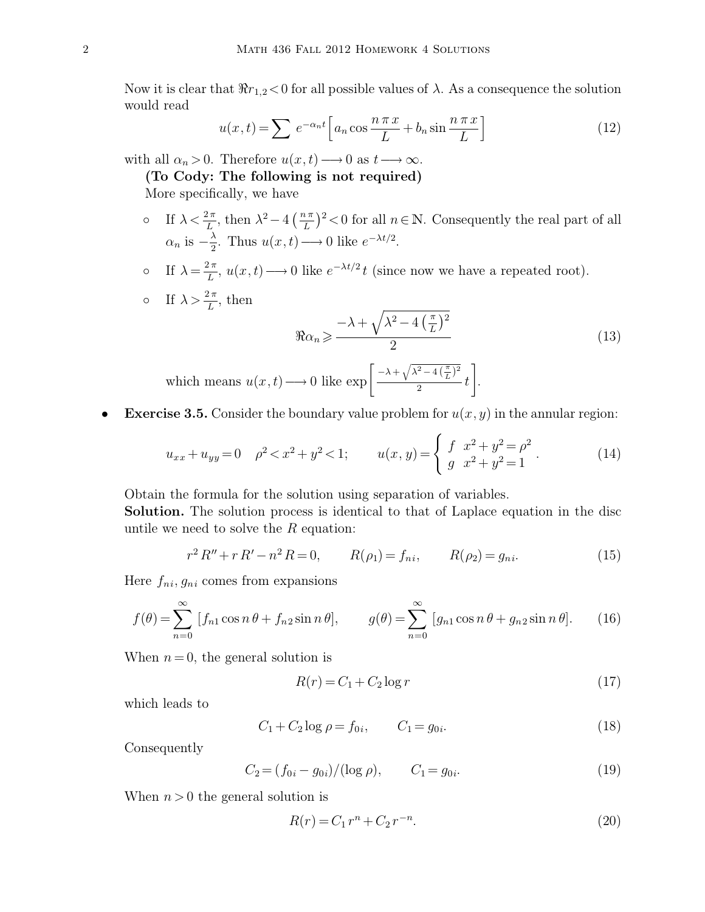Now it is clear that $\Re r_{1,2} < 0$ for all possible values of $\lambda$. As a consequence the solution would read

$$u(x,t) = \sum e^{-\alpha_n t}\left[a_n \cos\frac{n\pi x}{L} + b_n \sin\frac{n\pi x}{L}\right] \tag{12}$$

with all $\alpha_n > 0$. Therefore $u(x,t) \longrightarrow 0$ as $t \longrightarrow \infty$.

**(To Cody: The following is not required)**

More specifically, we have

- If $\lambda < \frac{2\pi}{L}$, then $\lambda^2 - 4\left(\frac{n\pi}{L}\right)^2 < 0$ for all $n \in \mathbb{N}$. Consequently the real part of all $\alpha_n$ is $-\frac{\lambda}{2}$. Thus $u(x,t) \longrightarrow 0$ like $e^{-\lambda t/2}$.
- If $\lambda = \frac{2\pi}{L}$, $u(x,t) \longrightarrow 0$ like $e^{-\lambda t/2}\, t$ (since now we have a repeated root).
- If $\lambda > \frac{2\pi}{L}$, then

$$\Re\alpha_n \geqslant \frac{-\lambda + \sqrt{\lambda^2 - 4\left(\frac{\pi}{L}\right)^2}}{2} \tag{13}$$

which means $u(x,t) \longrightarrow 0$ like $\exp\left[\frac{-\lambda + \sqrt{\lambda^2 - 4\left(\frac{\pi}{L}\right)^2}}{2}\, t\right]$.

- **Exercise 3.5.** Consider the boundary value problem for $u(x,y)$ in the annular region:

$$u_{xx} + u_{yy} = 0 \quad \rho^2 < x^2 + y^2 < 1; \qquad u(x,y) = \begin{cases} f & x^2 + y^2 = \rho^2 \\ g & x^2 + y^2 = 1 \end{cases}. \tag{14}$$

Obtain the formula for the solution using separation of variables.

**Solution.** The solution process is identical to that of Laplace equation in the disc untile we need to solve the $R$ equation:

$$r^2 R'' + r R' - n^2 R = 0, \qquad R(\rho_1) = f_{ni}, \qquad R(\rho_2) = g_{ni}. \tag{15}$$

Here $f_{ni}, g_{ni}$ comes from expansions

$$f(\theta) = \sum_{n=0}^{\infty} [f_{n1}\cos n\theta + f_{n2}\sin n\theta], \qquad g(\theta) = \sum_{n=0}^{\infty} [g_{n1}\cos n\theta + g_{n2}\sin n\theta]. \tag{16}$$

When $n = 0$, the general solution is

$$R(r) = C_1 + C_2 \log r \tag{17}$$

which leads to

$$C_1 + C_2 \log\rho = f_{0i}, \qquad C_1 = g_{0i}. \tag{18}$$

Consequently

$$C_2 = (f_{0i} - g_{0i})/(\log\rho), \qquad C_1 = g_{0i}. \tag{19}$$

When $n > 0$ the general solution is

$$R(r) = C_1 r^n + C_2 r^{-n}. \tag{20}$$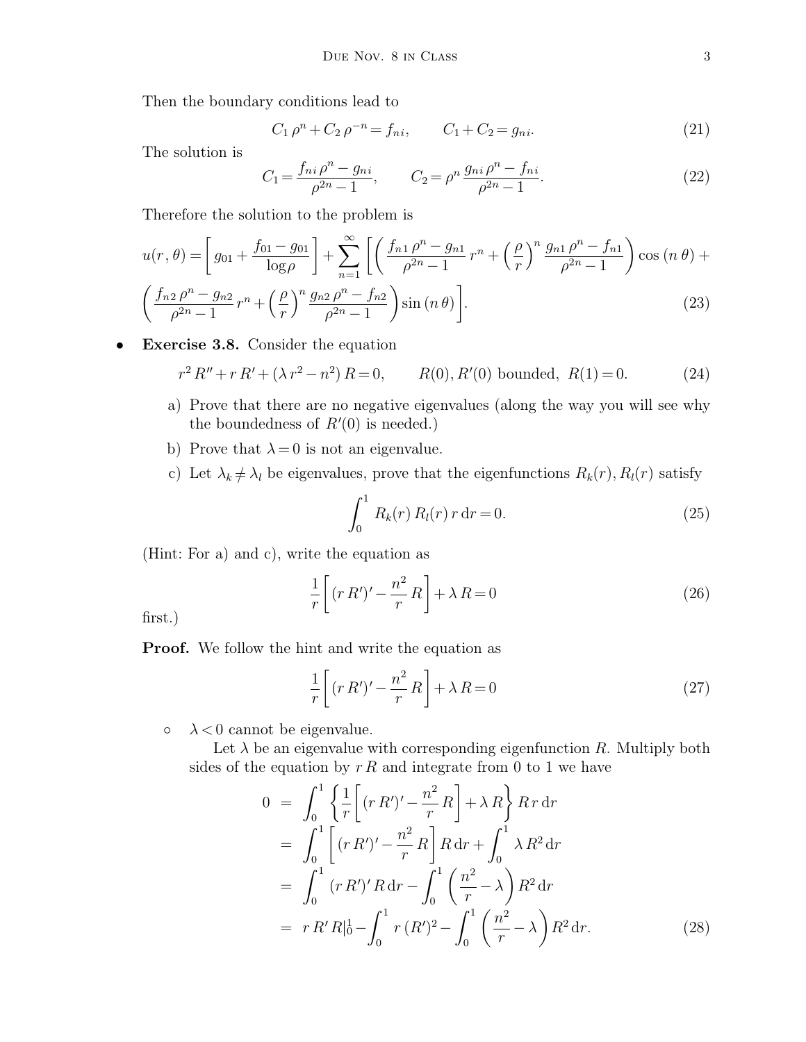Then the boundary conditions lead to

$$C_1\,\rho^n + C_2\,\rho^{-n} = f_{ni}, \qquad C_1 + C_2 = g_{ni}. \tag{21}$$

The solution is

$$C_1 = \frac{f_{ni}\,\rho^n - g_{ni}}{\rho^{2n} - 1}, \qquad C_2 = \rho^n\,\frac{g_{ni}\,\rho^n - f_{ni}}{\rho^{2n} - 1}. \tag{22}$$

Therefore the solution to the problem is

$$u(r,\theta) = \left[g_{01} + \frac{f_{01} - g_{01}}{\log\rho}\right] + \sum_{n=1}^{\infty}\left[\left(\frac{f_{n1}\,\rho^n - g_{n1}}{\rho^{2n}-1}\,r^n + \left(\frac{\rho}{r}\right)^n \frac{g_{n1}\,\rho^n - f_{n1}}{\rho^{2n}-1}\right)\cos(n\,\theta) + \left(\frac{f_{n2}\,\rho^n - g_{n2}}{\rho^{2n}-1}\,r^n + \left(\frac{\rho}{r}\right)^n \frac{g_{n2}\,\rho^n - f_{n2}}{\rho^{2n}-1}\right)\sin(n\,\theta)\right]. \tag{23}$$

- **Exercise 3.8.** Consider the equation

$$r^2\,R'' + r\,R' + (\lambda\,r^2 - n^2)\,R = 0, \qquad R(0), R'(0) \text{ bounded},\ R(1) = 0. \tag{24}$$

  a) Prove that there are no negative eigenvalues (along the way you will see why the boundedness of $R'(0)$ is needed.)

  b) Prove that $\lambda = 0$ is not an eigenvalue.

  c) Let $\lambda_k \neq \lambda_l$ be eigenvalues, prove that the eigenfunctions $R_k(r), R_l(r)$ satisfy

$$\int_0^1 R_k(r)\,R_l(r)\,r\,\mathrm{d}r = 0. \tag{25}$$

(Hint: For a) and c), write the equation as

$$\frac{1}{r}\left[(r\,R')' - \frac{n^2}{r}\,R\right] + \lambda\,R = 0 \tag{26}$$

first.)

**Proof.** We follow the hint and write the equation as

$$\frac{1}{r}\left[(r\,R')' - \frac{n^2}{r}\,R\right] + \lambda\,R = 0 \tag{27}$$

- $\lambda < 0$ cannot be eigenvalue.

  Let $\lambda$ be an eigenvalue with corresponding eigenfunction $R$. Multiply both sides of the equation by $r\,R$ and integrate from 0 to 1 we have

$$\begin{aligned}
0 &= \int_0^1 \left\{\frac{1}{r}\left[(r\,R')' - \frac{n^2}{r}\,R\right] + \lambda\,R\right\} R\,r\,\mathrm{d}r \\
&= \int_0^1 \left[(r\,R')' - \frac{n^2}{r}\,R\right] R\,\mathrm{d}r + \int_0^1 \lambda\,R^2\,\mathrm{d}r \\
&= \int_0^1 (r\,R')'\,R\,\mathrm{d}r - \int_0^1 \left(\frac{n^2}{r} - \lambda\right) R^2\,\mathrm{d}r \\
&= r\,R'\,R|_0^1 - \int_0^1 r\,(R')^2 - \int_0^1 \left(\frac{n^2}{r} - \lambda\right) R^2\,\mathrm{d}r.
\end{aligned} \tag{28}$$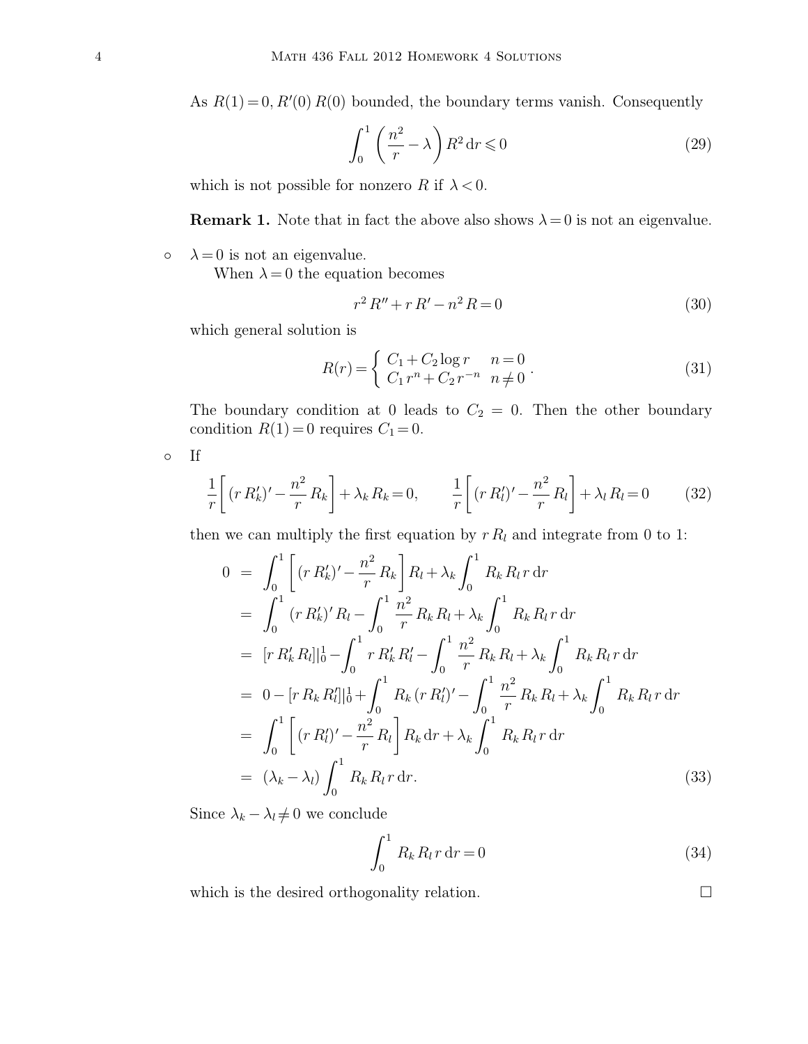As $R(1)=0, R'(0)\, R(0)$ bounded, the boundary terms vanish. Consequently

$$\int_0^1 \left(\frac{n^2}{r} - \lambda\right) R^2 \, \mathrm{d}r \leqslant 0 \tag{29}$$

which is not possible for nonzero $R$ if $\lambda < 0$.

**Remark 1.** Note that in fact the above also shows $\lambda = 0$ is not an eigenvalue.

- $\lambda = 0$ is not an eigenvalue.

  When $\lambda = 0$ the equation becomes

$$r^2 R'' + r R' - n^2 R = 0 \tag{30}$$

  which general solution is

$$R(r) = \begin{cases} C_1 + C_2 \log r & n = 0 \\ C_1 r^n + C_2 r^{-n} & n \neq 0 \end{cases}. \tag{31}$$

  The boundary condition at 0 leads to $C_2 = 0$. Then the other boundary condition $R(1) = 0$ requires $C_1 = 0$.

- If

$$\frac{1}{r}\left[(r R_k')' - \frac{n^2}{r} R_k\right] + \lambda_k R_k = 0, \qquad \frac{1}{r}\left[(r R_l')' - \frac{n^2}{r} R_l\right] + \lambda_l R_l = 0 \tag{32}$$

  then we can multiply the first equation by $r R_l$ and integrate from 0 to 1:

$$\begin{aligned}
0 &= \int_0^1 \left[(r R_k')' - \frac{n^2}{r} R_k\right] R_l + \lambda_k \int_0^1 R_k R_l r \, \mathrm{d}r \\
&= \int_0^1 (r R_k')' R_l - \int_0^1 \frac{n^2}{r} R_k R_l + \lambda_k \int_0^1 R_k R_l r \, \mathrm{d}r \\
&= [r R_k' R_l]|_0^1 - \int_0^1 r R_k' R_l' - \int_0^1 \frac{n^2}{r} R_k R_l + \lambda_k \int_0^1 R_k R_l r \, \mathrm{d}r \\
&= 0 - [r R_k R_l']|_0^1 + \int_0^1 R_k (r R_l')' - \int_0^1 \frac{n^2}{r} R_k R_l + \lambda_k \int_0^1 R_k R_l r \, \mathrm{d}r \\
&= \int_0^1 \left[(r R_l')' - \frac{n^2}{r} R_l\right] R_k \, \mathrm{d}r + \lambda_k \int_0^1 R_k R_l r \, \mathrm{d}r \\
&= (\lambda_k - \lambda_l) \int_0^1 R_k R_l r \, \mathrm{d}r.
\end{aligned} \tag{33}$$

  Since $\lambda_k - \lambda_l \neq 0$ we conclude

$$\int_0^1 R_k R_l r \, \mathrm{d}r = 0 \tag{34}$$

  which is the desired orthogonality relation. □